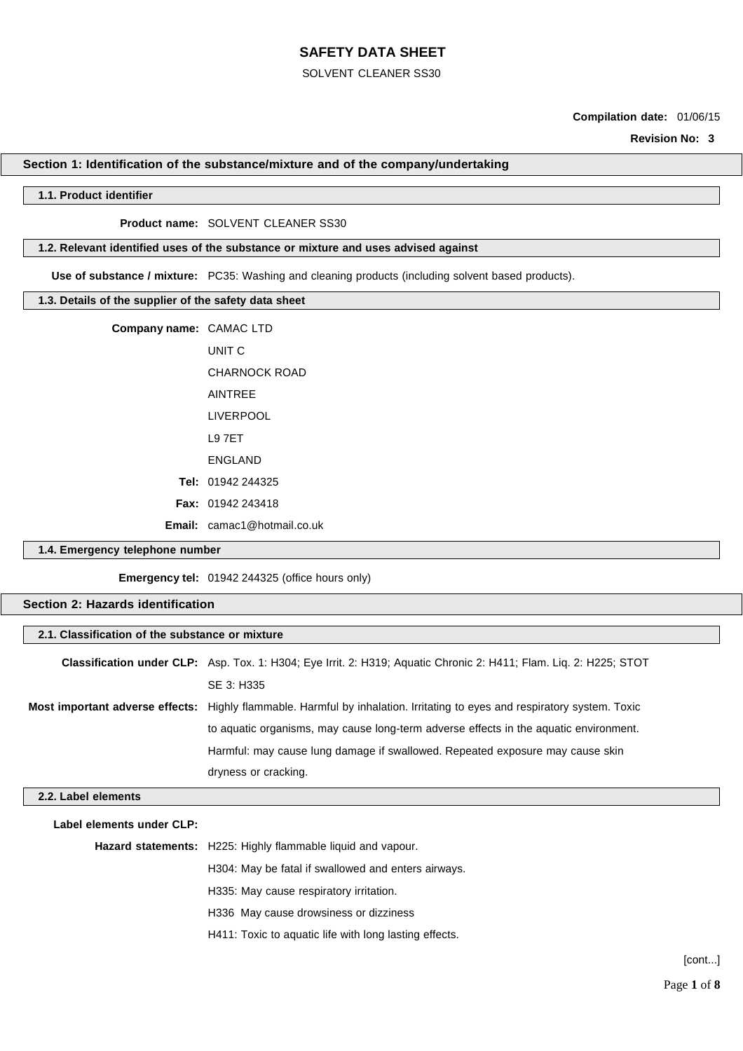# SAFETY DATA SHEET

SOLVENT CLEANER SS30

**Compilation date:** 01/06/15

**Revision No:** 3

## Section 1: Identification of the substance/mixture and of the company/undertaking

### 1.1. Product identifier

**Product name:** SOLVENT CLEANER SS30

### 1.2. Relevant identified uses of the substance or mixture and uses advised against

**Use of substance / mixture:** PC35: Washing and cleaning products (including solvent based products).

### 1.3. Details of the supplier of the safety data sheet

**Company name:** CAMAC LTD
UNIT C
CHARNOCK ROAD
AINTREE
LIVERPOOL
L9 7ET
ENGLAND

**Tel:** 01942 244325

**Fax:** 01942 243418

**Email:** camac1@hotmail.co.uk

### 1.4. Emergency telephone number

**Emergency tel:** 01942 244325 (office hours only)

## Section 2: Hazards identification

### 2.1. Classification of the substance or mixture

**Classification under CLP:** Asp. Tox. 1: H304; Eye Irrit. 2: H319; Aquatic Chronic 2: H411; Flam. Liq. 2: H225; STOT SE 3: H335

**Most important adverse effects:** Highly flammable. Harmful by inhalation. Irritating to eyes and respiratory system. Toxic to aquatic organisms, may cause long-term adverse effects in the aquatic environment. Harmful: may cause lung damage if swallowed. Repeated exposure may cause skin dryness or cracking.

### 2.2. Label elements

**Label elements under CLP:**

**Hazard statements:**
H225: Highly flammable liquid and vapour.
H304: May be fatal if swallowed and enters airways.
H335: May cause respiratory irritation.
H336 May cause drowsiness or dizziness
H411: Toxic to aquatic life with long lasting effects.

[cont...]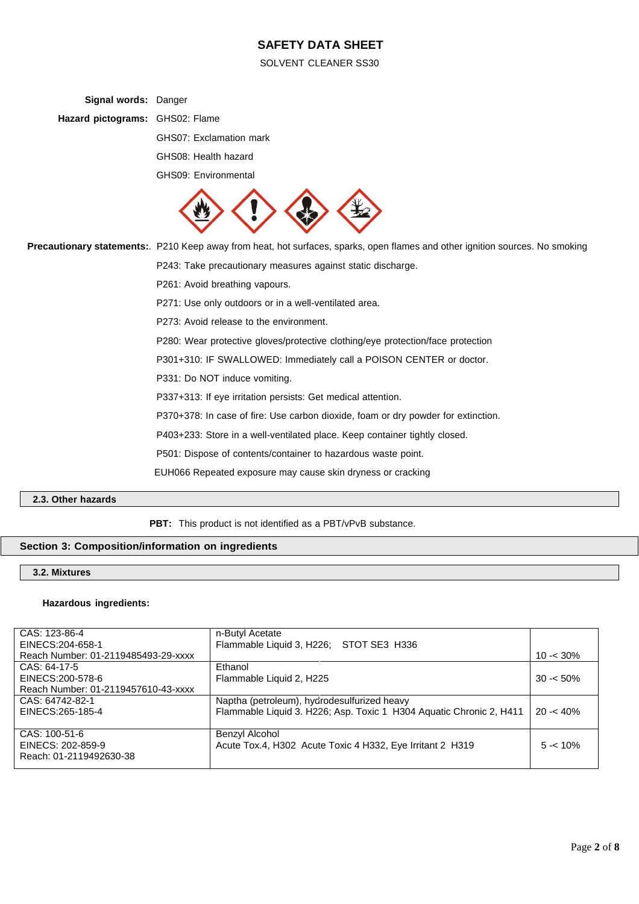# SAFETY DATA SHEET

SOLVENT CLEANER SS30

**Signal words:** Danger

**Hazard pictograms:** GHS02: Flame

GHS07: Exclamation mark

GHS08: Health hazard

GHS09: Environmental

**Precautionary statements:**. P210 Keep away from heat, hot surfaces, sparks, open flames and other ignition sources. No smoking

P243: Take precautionary measures against static discharge.

P261: Avoid breathing vapours.

P271: Use only outdoors or in a well-ventilated area.

P273: Avoid release to the environment.

P280: Wear protective gloves/protective clothing/eye protection/face protection

P301+310: IF SWALLOWED: Immediately call a POISON CENTER or doctor.

P331: Do NOT induce vomiting.

P337+313: If eye irritation persists: Get medical attention.

P370+378: In case of fire: Use carbon dioxide, foam or dry powder for extinction.

P403+233: Store in a well-ventilated place. Keep container tightly closed.

P501: Dispose of contents/container to hazardous waste point.

EUH066 Repeated exposure may cause skin dryness or cracking

### 2.3. Other hazards

**PBT:** This product is not identified as a PBT/vPvB substance.

## Section 3: Composition/information on ingredients

### 3.2. Mixtures

**Hazardous ingredients:**

| | | |
|---|---|---|
| CAS: 123-86-4<br>EINECS:204-658-1<br>Reach Number: 01-2119485493-29-xxxx | n-Butyl Acetate<br>Flammable Liquid 3, H226; STOT SE3 H336 | 10 -< 30% |
| CAS: 64-17-5<br>EINECS:200-578-6<br>Reach Number: 01-2119457610-43-xxxx | Ethanol<br>Flammable Liquid 2, H225 | 30 -< 50% |
| CAS: 64742-82-1<br>EINECS:265-185-4 | Naptha (petroleum), hydrodesulfurized heavy<br>Flammable Liquid 3. H226; Asp. Toxic 1 H304 Aquatic Chronic 2, H411 | 20 -< 40% |
| CAS: 100-51-6<br>EINECS: 202-859-9<br>Reach: 01-2119492630-38 | Benzyl Alcohol<br>Acute Tox.4, H302 Acute Toxic 4 H332, Eye Irritant 2 H319 | 5 -< 10% |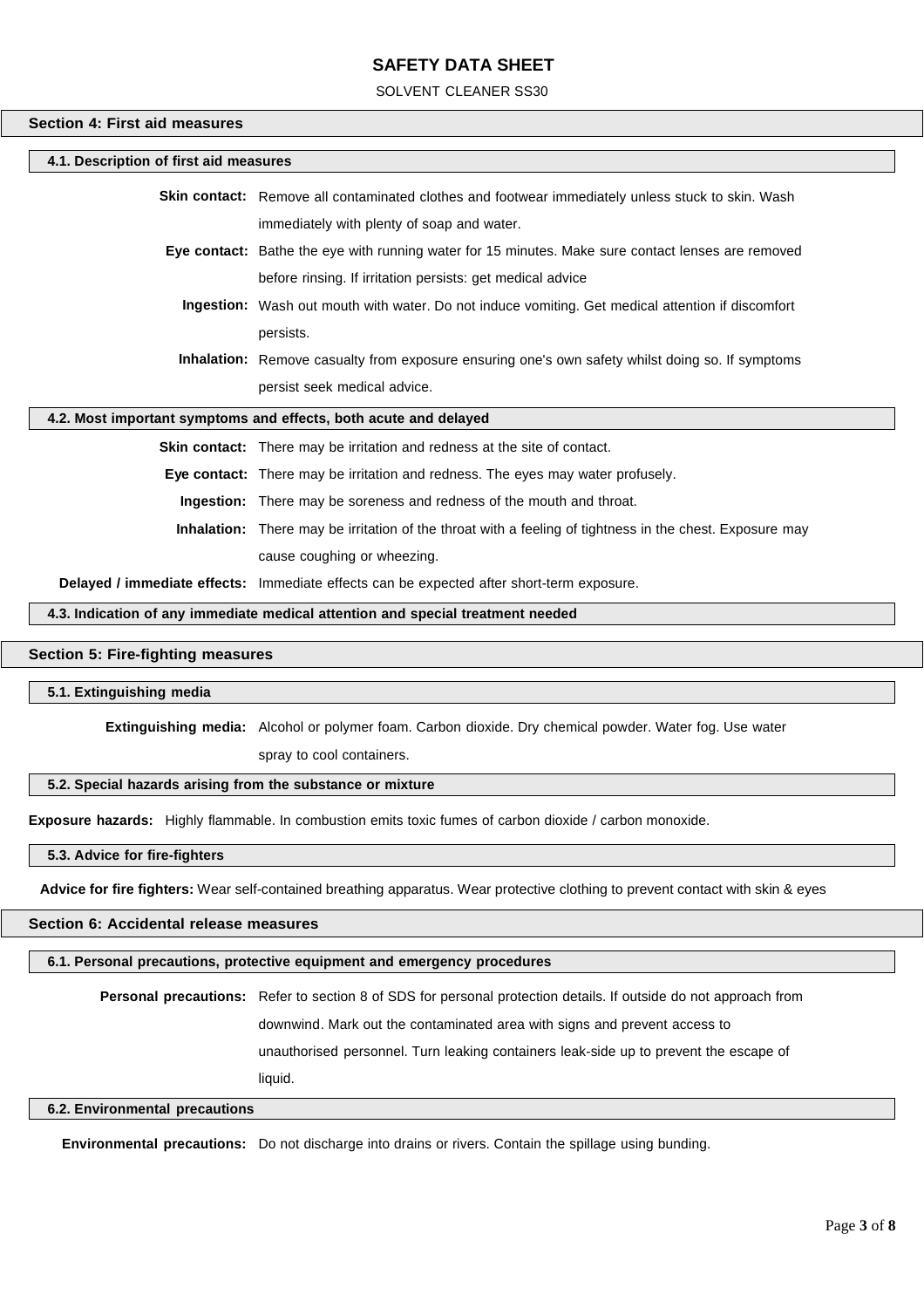## Section 4: First aid measures

### 4.1. Description of first aid measures

**Skin contact:** Remove all contaminated clothes and footwear immediately unless stuck to skin. Wash immediately with plenty of soap and water.

**Eye contact:** Bathe the eye with running water for 15 minutes. Make sure contact lenses are removed before rinsing. If irritation persists: get medical advice

**Ingestion:** Wash out mouth with water. Do not induce vomiting. Get medical attention if discomfort persists.

**Inhalation:** Remove casualty from exposure ensuring one's own safety whilst doing so. If symptoms persist seek medical advice.

### 4.2. Most important symptoms and effects, both acute and delayed

**Skin contact:** There may be irritation and redness at the site of contact.

**Eye contact:** There may be irritation and redness. The eyes may water profusely.

**Ingestion:** There may be soreness and redness of the mouth and throat.

**Inhalation:** There may be irritation of the throat with a feeling of tightness in the chest. Exposure may cause coughing or wheezing.

**Delayed / immediate effects:** Immediate effects can be expected after short-term exposure.

### 4.3. Indication of any immediate medical attention and special treatment needed

## Section 5: Fire-fighting measures

### 5.1. Extinguishing media

**Extinguishing media:** Alcohol or polymer foam. Carbon dioxide. Dry chemical powder. Water fog. Use water spray to cool containers.

### 5.2. Special hazards arising from the substance or mixture

**Exposure hazards:** Highly flammable. In combustion emits toxic fumes of carbon dioxide / carbon monoxide.

### 5.3. Advice for fire-fighters

**Advice for fire fighters:** Wear self-contained breathing apparatus. Wear protective clothing to prevent contact with skin & eyes

## Section 6: Accidental release measures

### 6.1. Personal precautions, protective equipment and emergency procedures

**Personal precautions:** Refer to section 8 of SDS for personal protection details. If outside do not approach from downwind. Mark out the contaminated area with signs and prevent access to unauthorised personnel. Turn leaking containers leak-side up to prevent the escape of liquid.

### 6.2. Environmental precautions

**Environmental precautions:** Do not discharge into drains or rivers. Contain the spillage using bunding.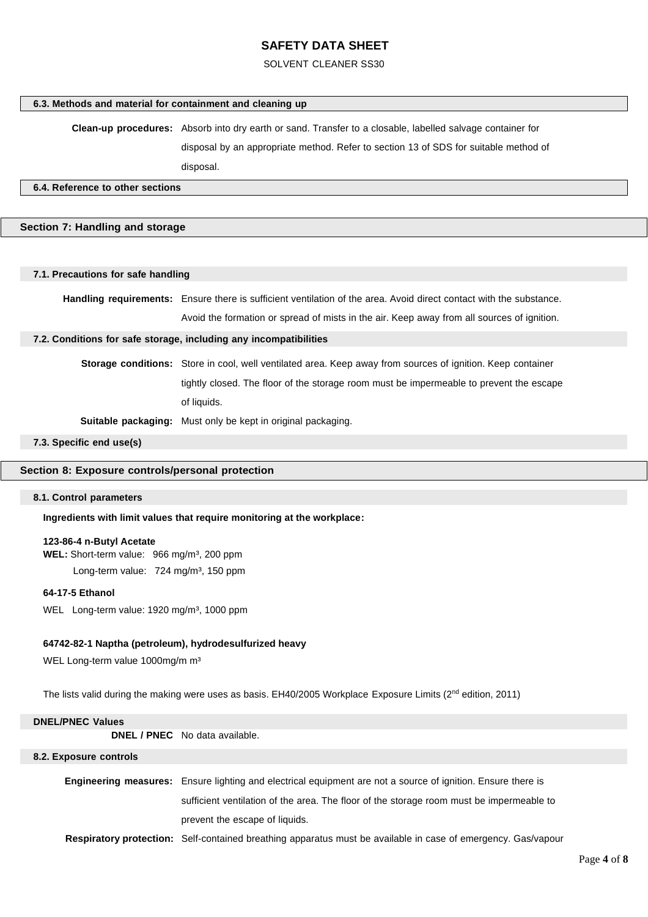### 6.3. Methods and material for containment and cleaning up

**Clean-up procedures:** Absorb into dry earth or sand. Transfer to a closable, labelled salvage container for disposal by an appropriate method. Refer to section 13 of SDS for suitable method of disposal.

### 6.4. Reference to other sections

## Section 7: Handling and storage

### 7.1. Precautions for safe handling

**Handling requirements:** Ensure there is sufficient ventilation of the area. Avoid direct contact with the substance. Avoid the formation or spread of mists in the air. Keep away from all sources of ignition.

### 7.2. Conditions for safe storage, including any incompatibilities

**Storage conditions:** Store in cool, well ventilated area. Keep away from sources of ignition. Keep container tightly closed. The floor of the storage room must be impermeable to prevent the escape of liquids.

**Suitable packaging:** Must only be kept in original packaging.

### 7.3. Specific end use(s)

## Section 8: Exposure controls/personal protection

### 8.1. Control parameters

**Ingredients with limit values that require monitoring at the workplace:**

**123-86-4 n-Butyl Acetate**
**WEL:** Short-term value: 966 mg/m³, 200 ppm
Long-term value: 724 mg/m³, 150 ppm

**64-17-5 Ethanol**
WEL Long-term value: 1920 mg/m³, 1000 ppm

**64742-82-1 Naptha (petroleum), hydrodesulfurized heavy**
WEL Long-term value 1000mg/m m³

The lists valid during the making were uses as basis. EH40/2005 Workplace Exposure Limits (2nd edition, 2011)

### DNEL/PNEC Values

**DNEL / PNEC** No data available.

### 8.2. Exposure controls

**Engineering measures:** Ensure lighting and electrical equipment are not a source of ignition. Ensure there is sufficient ventilation of the area. The floor of the storage room must be impermeable to prevent the escape of liquids.

**Respiratory protection:** Self-contained breathing apparatus must be available in case of emergency. Gas/vapour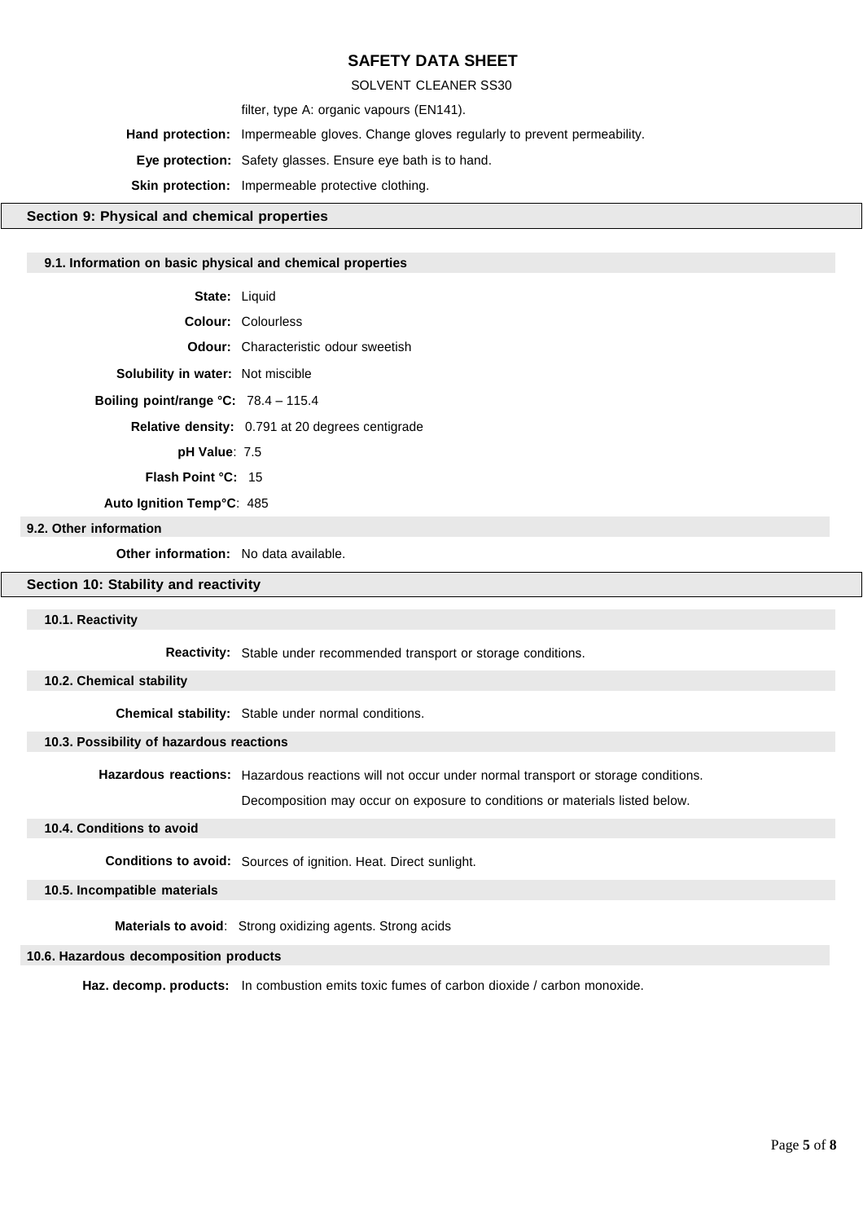filter, type A: organic vapours (EN141).

**Hand protection:** Impermeable gloves. Change gloves regularly to prevent permeability.

**Eye protection:** Safety glasses. Ensure eye bath is to hand.

**Skin protection:** Impermeable protective clothing.

## Section 9: Physical and chemical properties

### 9.1. Information on basic physical and chemical properties

**State:** Liquid

**Colour:** Colourless

**Odour:** Characteristic odour sweetish

**Solubility in water:** Not miscible

**Boiling point/range °C:** 78.4 – 115.4

**Relative density:** 0.791 at 20 degrees centigrade

**pH Value**: 7.5

**Flash Point °C:** 15

**Auto Ignition Temp°C**: 485

### 9.2. Other information

**Other information:** No data available.

## Section 10: Stability and reactivity

### 10.1. Reactivity

**Reactivity:** Stable under recommended transport or storage conditions.

### 10.2. Chemical stability

**Chemical stability:** Stable under normal conditions.

### 10.3. Possibility of hazardous reactions

**Hazardous reactions:** Hazardous reactions will not occur under normal transport or storage conditions.

Decomposition may occur on exposure to conditions or materials listed below.

### 10.4. Conditions to avoid

**Conditions to avoid:** Sources of ignition. Heat. Direct sunlight.

### 10.5. Incompatible materials

**Materials to avoid**: Strong oxidizing agents. Strong acids

### 10.6. Hazardous decomposition products

**Haz. decomp. products:** In combustion emits toxic fumes of carbon dioxide / carbon monoxide.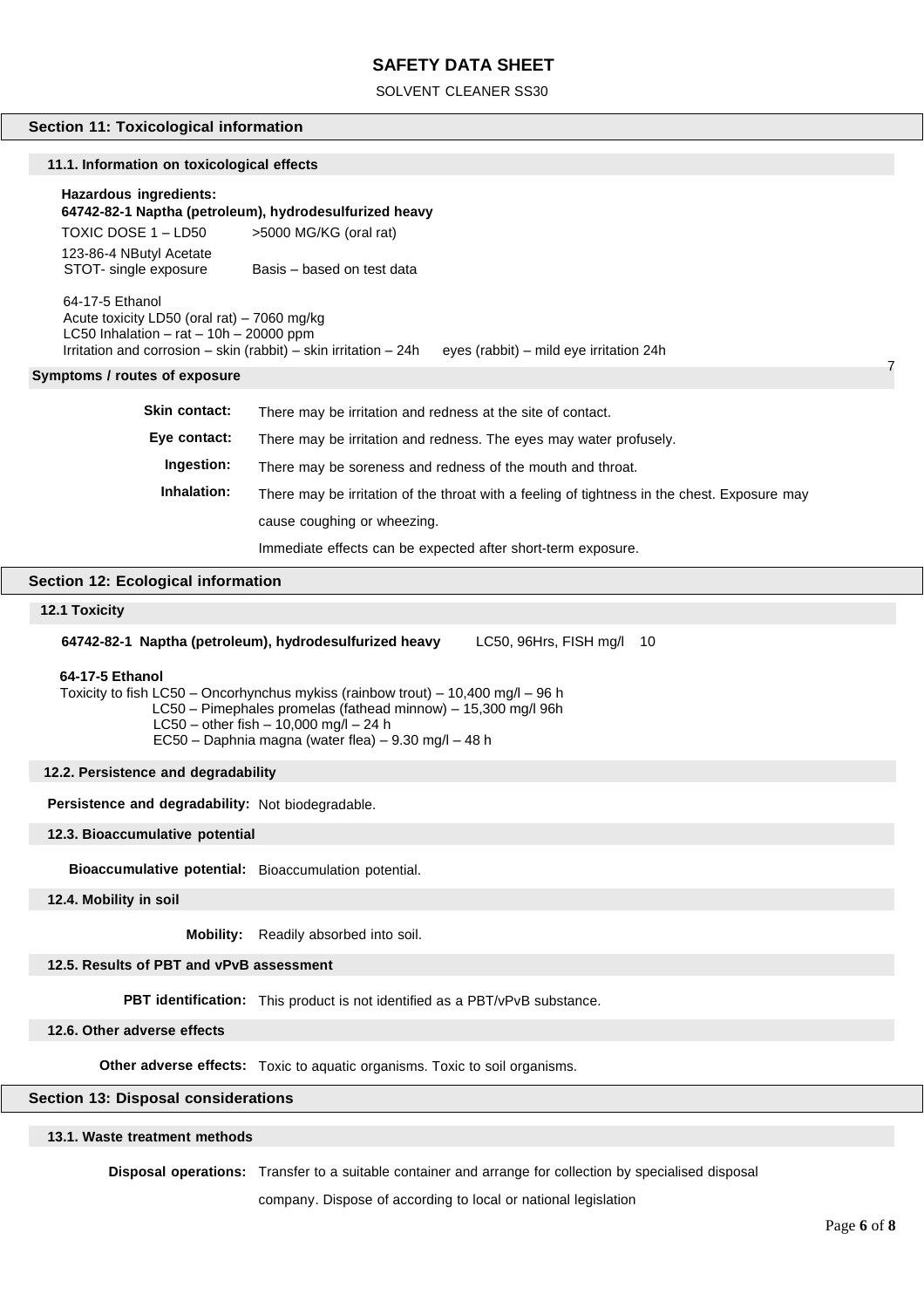# SAFETY DATA SHEET

SOLVENT CLEANER SS30

## Section 11: Toxicological information

### 11.1. Information on toxicological effects

**Hazardous ingredients:**

**64742-82-1 Naptha (petroleum), hydrodesulfurized heavy**

TOXIC DOSE 1 – LD50 >5000 MG/KG (oral rat)

123-86-4 NButyl Acetate

STOT- single exposure Basis – based on test data

64-17-5 Ethanol

Acute toxicity LD50 (oral rat) – 7060 mg/kg

LC50 Inhalation – rat – 10h – 20000 ppm

Irritation and corrosion – skin (rabbit) – skin irritation – 24h eyes (rabbit) – mild eye irritation 24h

7

### Symptoms / routes of exposure

**Skin contact:** There may be irritation and redness at the site of contact.

**Eye contact:** There may be irritation and redness. The eyes may water profusely.

**Ingestion:** There may be soreness and redness of the mouth and throat.

**Inhalation:** There may be irritation of the throat with a feeling of tightness in the chest. Exposure may cause coughing or wheezing.

Immediate effects can be expected after short-term exposure.

## Section 12: Ecological information

### 12.1 Toxicity

**64742-82-1 Naptha (petroleum), hydrodesulfurized heavy** LC50, 96Hrs, FISH mg/l 10

**64-17-5 Ethanol**

Toxicity to fish LC50 – Oncorhynchus mykiss (rainbow trout) – 10,400 mg/l – 96 h

LC50 – Pimephales promelas (fathead minnow) – 15,300 mg/l 96h

LC50 – other fish – 10,000 mg/l – 24 h

EC50 – Daphnia magna (water flea) – 9.30 mg/l – 48 h

### 12.2. Persistence and degradability

**Persistence and degradability:** Not biodegradable.

### 12.3. Bioaccumulative potential

**Bioaccumulative potential:** Bioaccumulation potential.

### 12.4. Mobility in soil

**Mobility:** Readily absorbed into soil.

### 12.5. Results of PBT and vPvB assessment

**PBT identification:** This product is not identified as a PBT/vPvB substance.

### 12.6. Other adverse effects

**Other adverse effects:** Toxic to aquatic organisms. Toxic to soil organisms.

## Section 13: Disposal considerations

### 13.1. Waste treatment methods

**Disposal operations:** Transfer to a suitable container and arrange for collection by specialised disposal company. Dispose of according to local or national legislation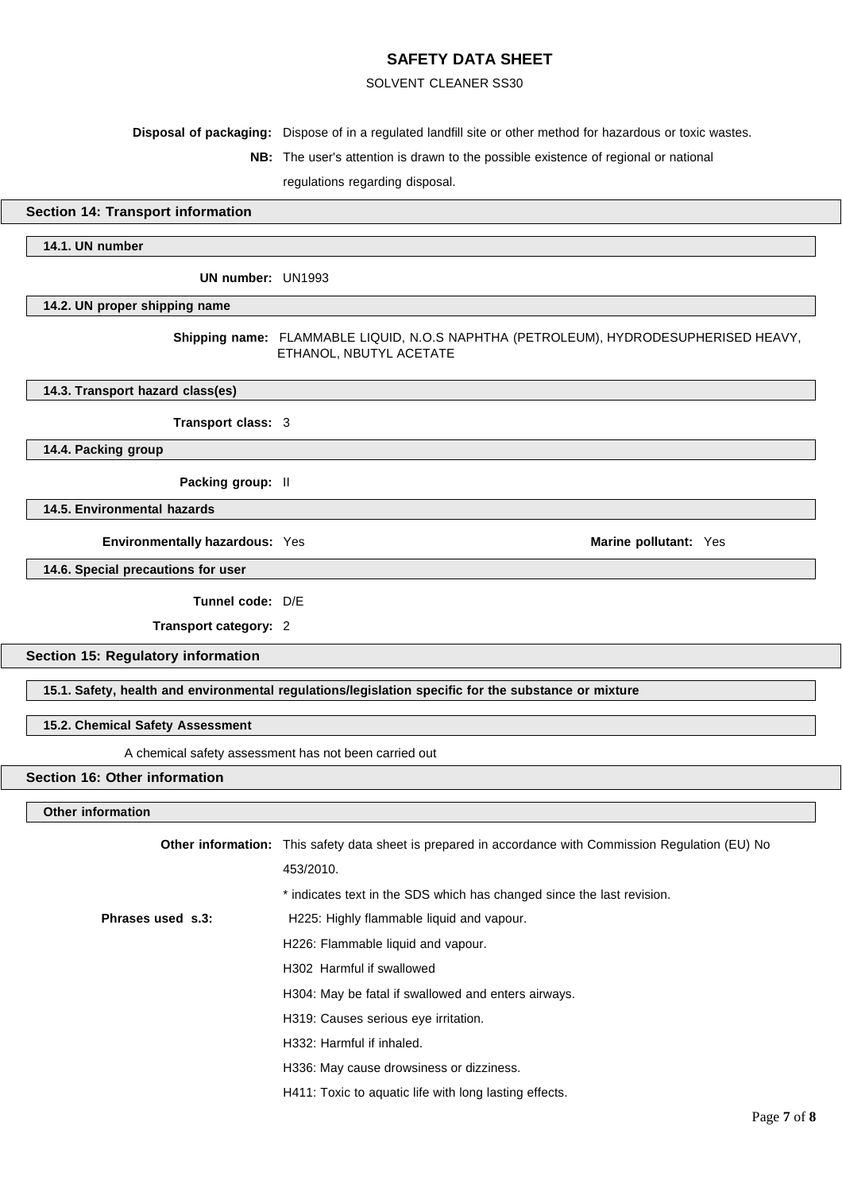**Disposal of packaging:** Dispose of in a regulated landfill site or other method for hazardous or toxic wastes.

**NB:** The user's attention is drawn to the possible existence of regional or national regulations regarding disposal.

## Section 14: Transport information

### 14.1. UN number

**UN number:** UN1993

### 14.2. UN proper shipping name

**Shipping name:** FLAMMABLE LIQUID, N.O.S NAPHTHA (PETROLEUM), HYDRODESUPHERISED HEAVY, ETHANOL, NBUTYL ACETATE

### 14.3. Transport hazard class(es)

**Transport class:** 3

### 14.4. Packing group

**Packing group:** II

### 14.5. Environmental hazards

**Environmentally hazardous:** Yes

**Marine pollutant:** Yes

### 14.6. Special precautions for user

**Tunnel code:** D/E

**Transport category:** 2

## Section 15: Regulatory information

### 15.1. Safety, health and environmental regulations/legislation specific for the substance or mixture

### 15.2. Chemical Safety Assessment

A chemical safety assessment has not been carried out

## Section 16: Other information

### Other information

**Other information:** This safety data sheet is prepared in accordance with Commission Regulation (EU) No 453/2010.

* indicates text in the SDS which has changed since the last revision.

**Phrases used s.3:**

H225: Highly flammable liquid and vapour.

H226: Flammable liquid and vapour.

H302 Harmful if swallowed

H304: May be fatal if swallowed and enters airways.

H319: Causes serious eye irritation.

H332: Harmful if inhaled.

H336: May cause drowsiness or dizziness.

H411: Toxic to aquatic life with long lasting effects.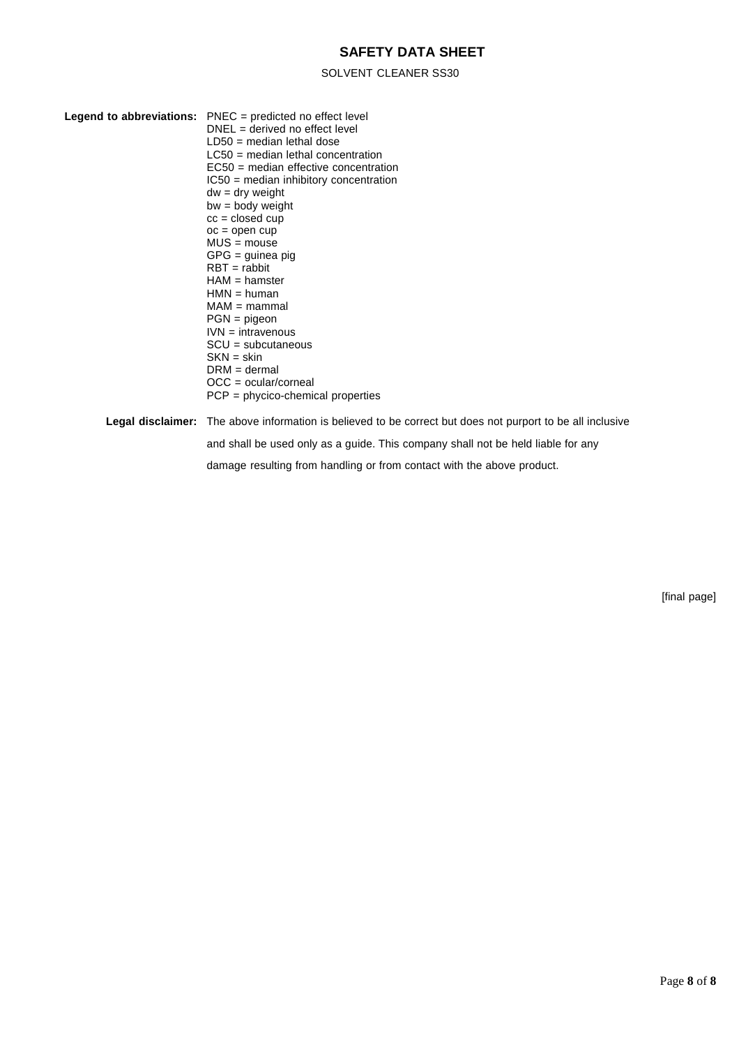**Legend to abbreviations:** PNEC = predicted no effect level
DNEL = derived no effect level
LD50 = median lethal dose
LC50 = median lethal concentration
EC50 = median effective concentration
IC50 = median inhibitory concentration
dw = dry weight
bw = body weight
cc = closed cup
oc = open cup
MUS = mouse
GPG = guinea pig
RBT = rabbit
HAM = hamster
HMN = human
MAM = mammal
PGN = pigeon
IVN = intravenous
SCU = subcutaneous
SKN = skin
DRM = dermal
OCC = ocular/corneal
PCP = phycico-chemical properties

**Legal disclaimer:** The above information is believed to be correct but does not purport to be all inclusive and shall be used only as a guide. This company shall not be held liable for any damage resulting from handling or from contact with the above product.

[final page]